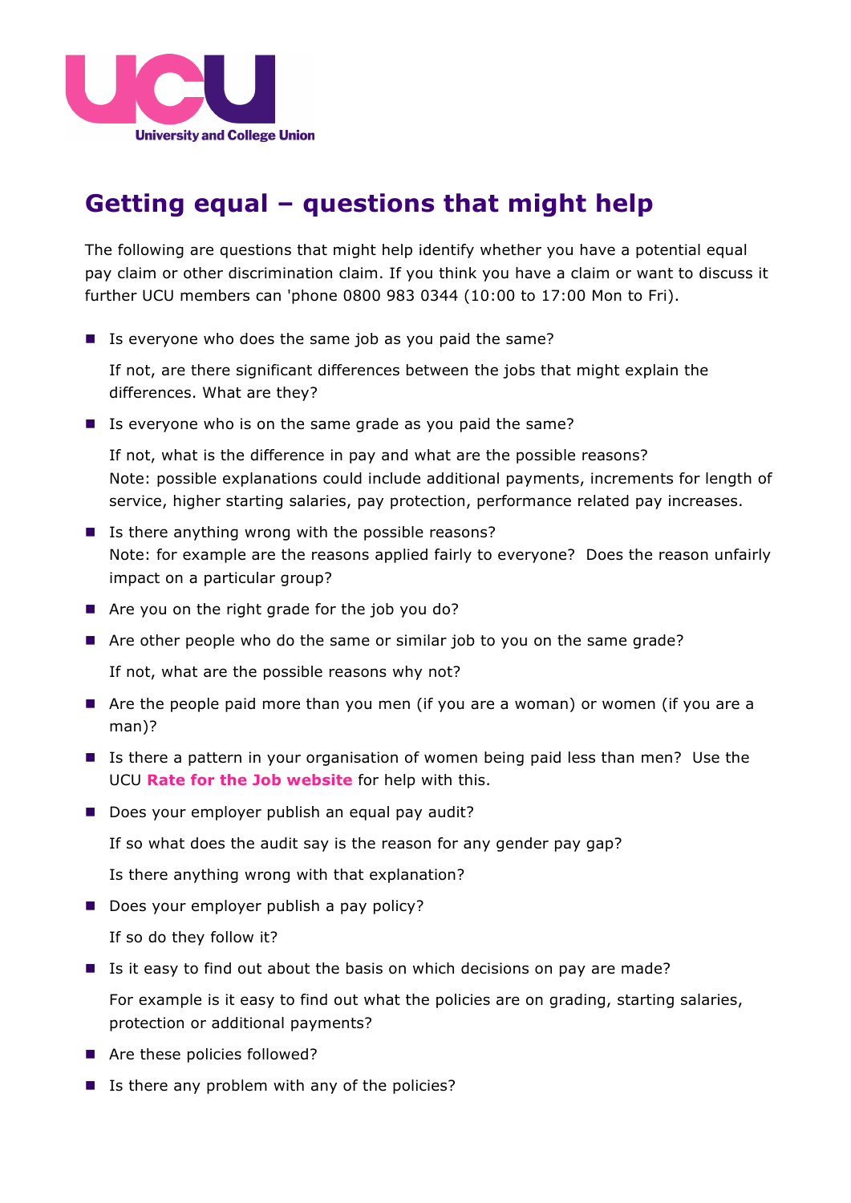# Getting equal – questions that might help

The following are questions that might help identify whether you have a potential equal pay claim or other discrimination claim. If you think you have a claim or want to discuss it further UCU members can 'phone 0800 983 0344 (10:00 to 17:00 Mon to Fri).

- Is everyone who does the same job as you paid the same?

  If not, are there significant differences between the jobs that might explain the differences. What are they?

- Is everyone who is on the same grade as you paid the same?

  If not, what is the difference in pay and what are the possible reasons?
  Note: possible explanations could include additional payments, increments for length of service, higher starting salaries, pay protection, performance related pay increases.

- Is there anything wrong with the possible reasons?
  Note: for example are the reasons applied fairly to everyone? Does the reason unfairly impact on a particular group?

- Are you on the right grade for the job you do?

- Are other people who do the same or similar job to you on the same grade?

  If not, what are the possible reasons why not?

- Are the people paid more than you men (if you are a woman) or women (if you are a man)?

- Is there a pattern in your organisation of women being paid less than men? Use the UCU **Rate for the Job website** for help with this.

- Does your employer publish an equal pay audit?

  If so what does the audit say is the reason for any gender pay gap?

  Is there anything wrong with that explanation?

- Does your employer publish a pay policy?

  If so do they follow it?

- Is it easy to find out about the basis on which decisions on pay are made?

  For example is it easy to find out what the policies are on grading, starting salaries, protection or additional payments?

- Are these policies followed?

- Is there any problem with any of the policies?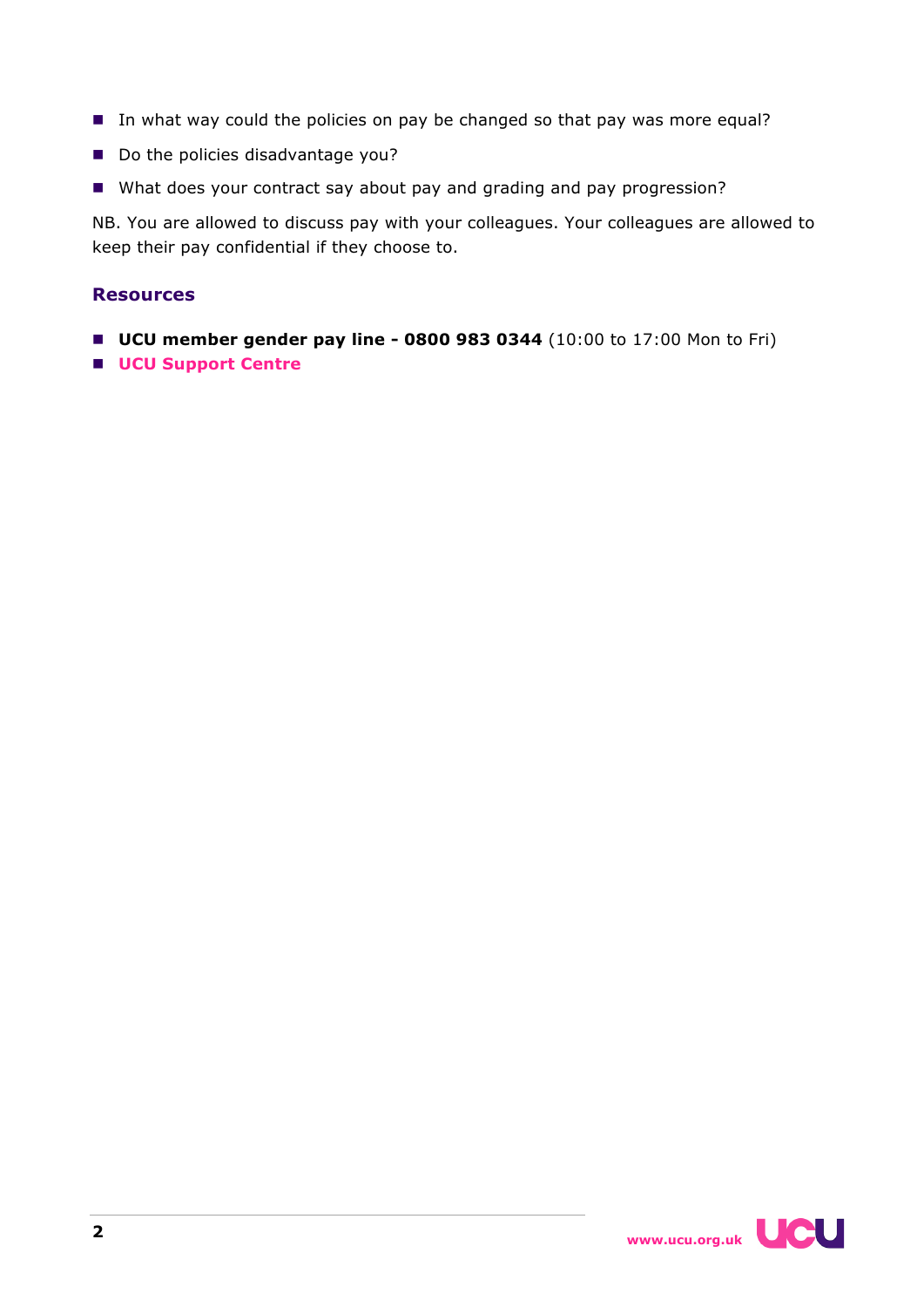- In what way could the policies on pay be changed so that pay was more equal?
- Do the policies disadvantage you?
- What does your contract say about pay and grading and pay progression?

NB. You are allowed to discuss pay with your colleagues. Your colleagues are allowed to keep their pay confidential if they choose to.

## Resources

- **UCU member gender pay line - 0800 983 0344** (10:00 to 17:00 Mon to Fri)
- **UCU Support Centre**